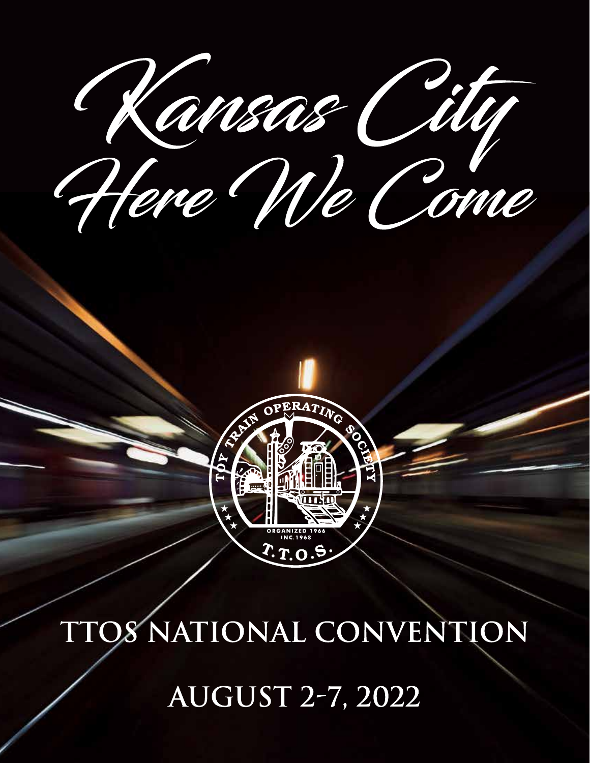# Kansas City Here We Come

TOY TRAIN OPERATING SOCIETY
ORGANIZED 1966
INC. 1968
T.T.O.S.

## TTOS NATIONAL CONVENTION

## AUGUST 2-7, 2022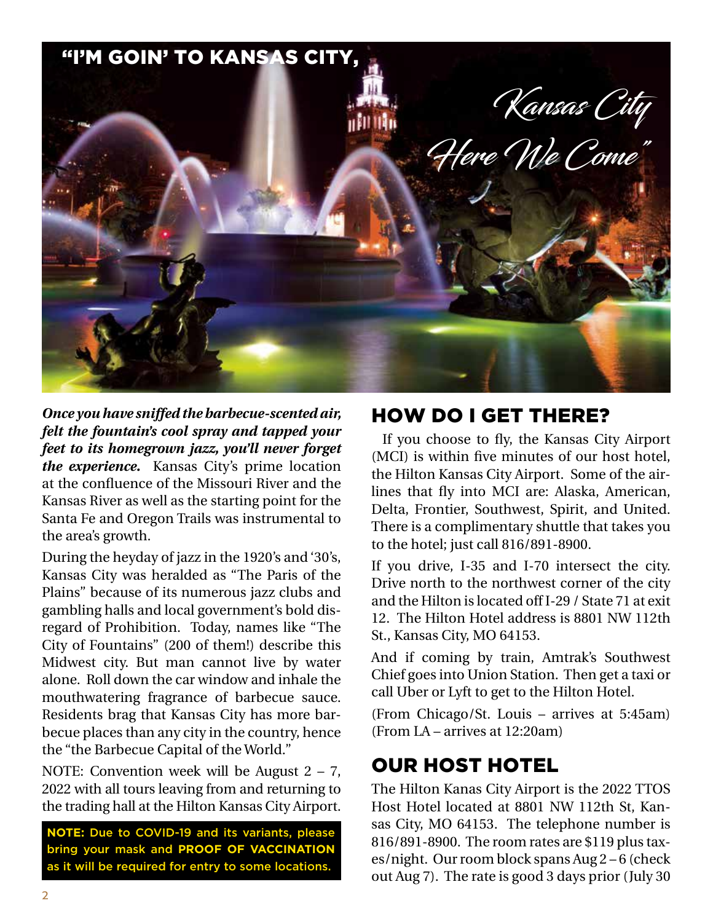# "I'M GOIN' TO KANSAS CITY, Kansas City Here We Come"

***Once you have sniffed the barbecue-scented air, felt the fountain's cool spray and tapped your feet to its homegrown jazz, you'll never forget the experience.*** Kansas City's prime location at the confluence of the Missouri River and the Kansas River as well as the starting point for the Santa Fe and Oregon Trails was instrumental to the area's growth.

During the heyday of jazz in the 1920's and '30's, Kansas City was heralded as "The Paris of the Plains" because of its numerous jazz clubs and gambling halls and local government's bold disregard of Prohibition. Today, names like "The City of Fountains" (200 of them!) describe this Midwest city. But man cannot live by water alone. Roll down the car window and inhale the mouthwatering fragrance of barbecue sauce. Residents brag that Kansas City has more barbecue places than any city in the country, hence the "the Barbecue Capital of the World."

NOTE: Convention week will be August 2 – 7, 2022 with all tours leaving from and returning to the trading hall at the Hilton Kansas City Airport.

**NOTE:** Due to COVID-19 and its variants, please bring your mask and **PROOF OF VACCINATION** as it will be required for entry to some locations.

## HOW DO I GET THERE?

If you choose to fly, the Kansas City Airport (MCI) is within five minutes of our host hotel, the Hilton Kansas City Airport. Some of the airlines that fly into MCI are: Alaska, American, Delta, Frontier, Southwest, Spirit, and United. There is a complimentary shuttle that takes you to the hotel; just call 816/891-8900.

If you drive, I-35 and I-70 intersect the city. Drive north to the northwest corner of the city and the Hilton is located off I-29 / State 71 at exit 12. The Hilton Hotel address is 8801 NW 112th St., Kansas City, MO 64153.

And if coming by train, Amtrak's Southwest Chief goes into Union Station. Then get a taxi or call Uber or Lyft to get to the Hilton Hotel.

(From Chicago/St. Louis – arrives at 5:45am)
(From LA – arrives at 12:20am)

## OUR HOST HOTEL

The Hilton Kanas City Airport is the 2022 TTOS Host Hotel located at 8801 NW 112th St, Kansas City, MO 64153. The telephone number is 816/891-8900. The room rates are $119 plus taxes/night. Our room block spans Aug 2 – 6 (check out Aug 7). The rate is good 3 days prior (July 30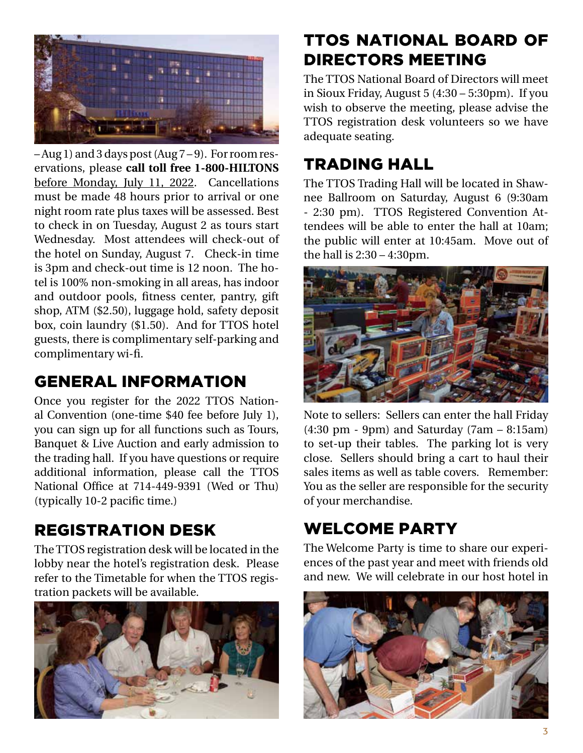– Aug 1) and 3 days post (Aug 7 – 9). For room reservations, please **call toll free 1-800-HILTONS** before Monday, July 11, 2022. Cancellations must be made 48 hours prior to arrival or one night room rate plus taxes will be assessed. Best to check in on Tuesday, August 2 as tours start Wednesday. Most attendees will check-out of the hotel on Sunday, August 7. Check-in time is 3pm and check-out time is 12 noon. The hotel is 100% non-smoking in all areas, has indoor and outdoor pools, fitness center, pantry, gift shop, ATM ($2.50), luggage hold, safety deposit box, coin laundry ($1.50). And for TTOS hotel guests, there is complimentary self-parking and complimentary wi-fi.

## GENERAL INFORMATION

Once you register for the 2022 TTOS National Convention (one-time $40 fee before July 1), you can sign up for all functions such as Tours, Banquet & Live Auction and early admission to the trading hall. If you have questions or require additional information, please call the TTOS National Office at 714-449-9391 (Wed or Thu) (typically 10-2 pacific time.)

## REGISTRATION DESK

The TTOS registration desk will be located in the lobby near the hotel's registration desk. Please refer to the Timetable for when the TTOS registration packets will be available.

## TTOS NATIONAL BOARD OF DIRECTORS MEETING

The TTOS National Board of Directors will meet in Sioux Friday, August 5 (4:30 – 5:30pm). If you wish to observe the meeting, please advise the TTOS registration desk volunteers so we have adequate seating.

## TRADING HALL

The TTOS Trading Hall will be located in Shawnee Ballroom on Saturday, August 6 (9:30am - 2:30 pm). TTOS Registered Convention Attendees will be able to enter the hall at 10am; the public will enter at 10:45am. Move out of the hall is 2:30 – 4:30pm.

Note to sellers: Sellers can enter the hall Friday (4:30 pm - 9pm) and Saturday (7am – 8:15am) to set-up their tables. The parking lot is very close. Sellers should bring a cart to haul their sales items as well as table covers. Remember: You as the seller are responsible for the security of your merchandise.

## WELCOME PARTY

The Welcome Party is time to share our experiences of the past year and meet with friends old and new. We will celebrate in our host hotel in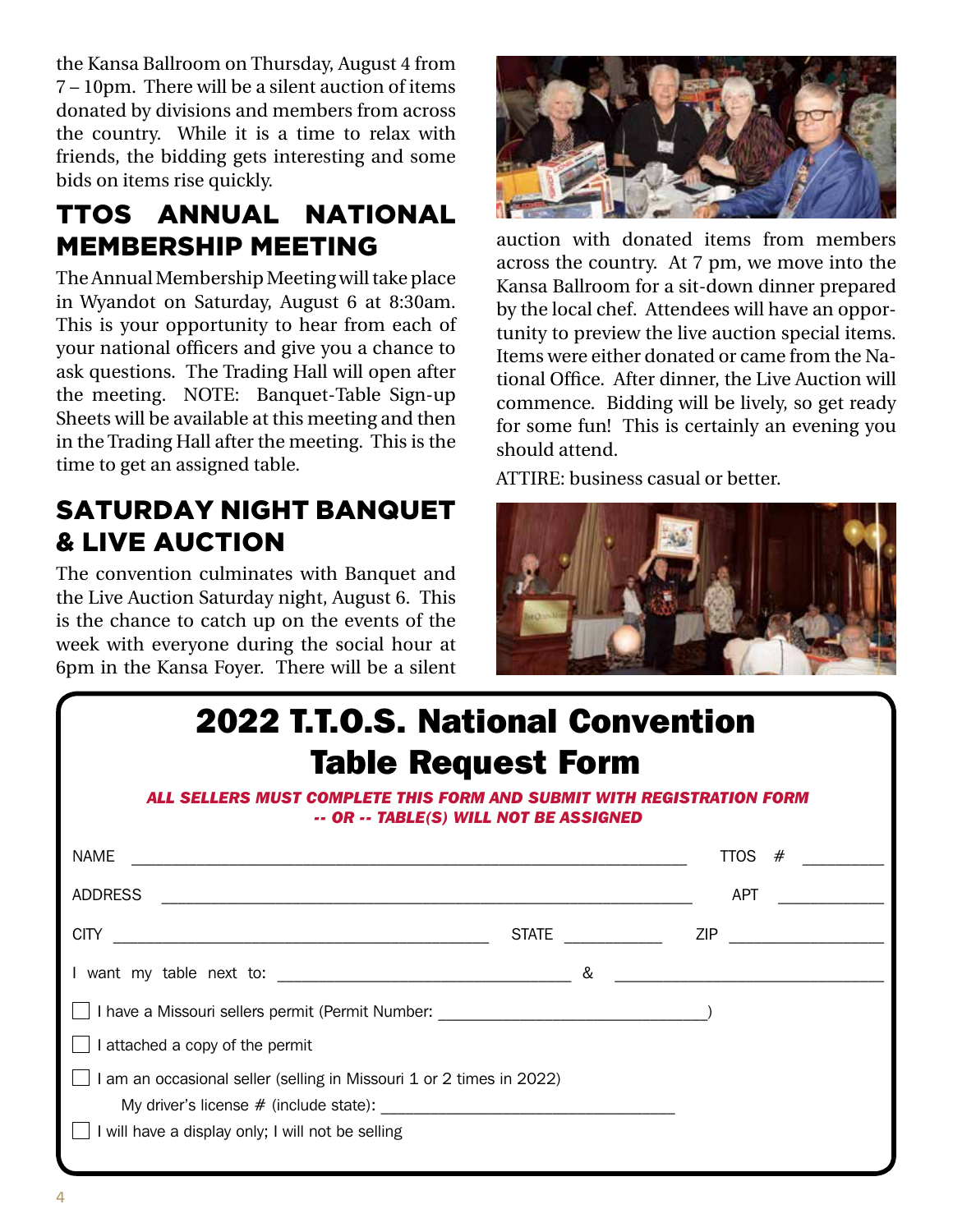the Kansa Ballroom on Thursday, August 4 from 7 – 10pm. There will be a silent auction of items donated by divisions and members from across the country. While it is a time to relax with friends, the bidding gets interesting and some bids on items rise quickly.

## TTOS ANNUAL NATIONAL MEMBERSHIP MEETING

The Annual Membership Meeting will take place in Wyandot on Saturday, August 6 at 8:30am. This is your opportunity to hear from each of your national officers and give you a chance to ask questions. The Trading Hall will open after the meeting. NOTE: Banquet-Table Sign-up Sheets will be available at this meeting and then in the Trading Hall after the meeting. This is the time to get an assigned table.

## SATURDAY NIGHT BANQUET & LIVE AUCTION

The convention culminates with Banquet and the Live Auction Saturday night, August 6. This is the chance to catch up on the events of the week with everyone during the social hour at 6pm in the Kansa Foyer. There will be a silent auction with donated items from members across the country. At 7 pm, we move into the Kansa Ballroom for a sit-down dinner prepared by the local chef. Attendees will have an opportunity to preview the live auction special items. Items were either donated or came from the National Office. After dinner, the Live Auction will commence. Bidding will be lively, so get ready for some fun! This is certainly an evening you should attend.

ATTIRE: business casual or better.

# 2022 T.T.O.S. National Convention Table Request Form

***ALL SELLERS MUST COMPLETE THIS FORM AND SUBMIT WITH REGISTRATION FORM -- OR -- TABLE(S) WILL NOT BE ASSIGNED***

NAME ____________________________________________ TTOS # __________

ADDRESS __________________________________________ APT ____________

CITY ______________________________ STATE ___________ ZIP ____________

I want my table next to: ______________________ & ______________________

☐ I have a Missouri sellers permit (Permit Number: ______________________)

☐ I attached a copy of the permit

☐ I am an occasional seller (selling in Missouri 1 or 2 times in 2022)

My driver's license # (include state): ______________________

☐ I will have a display only; I will not be selling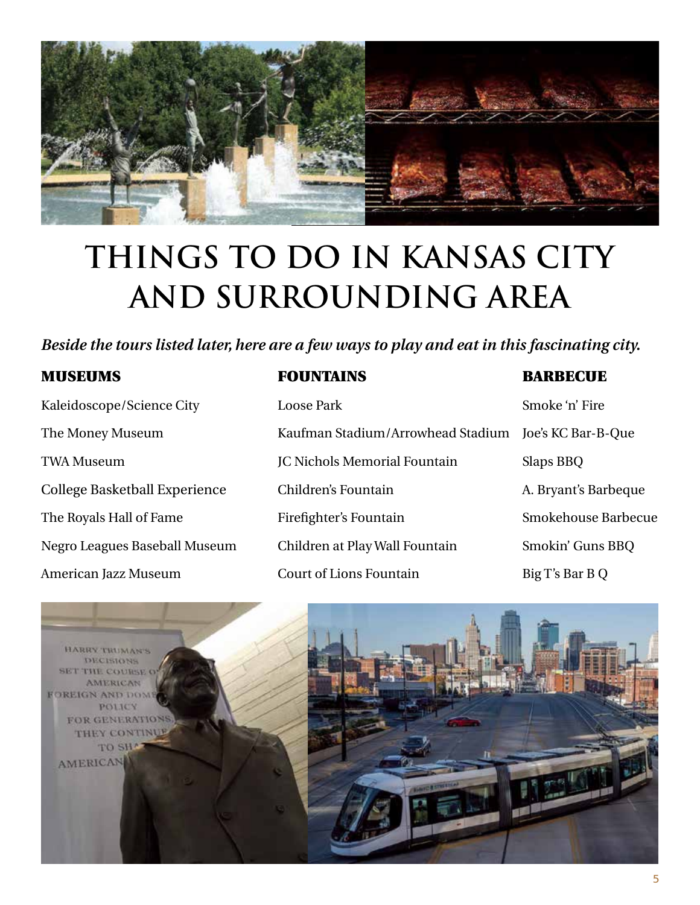# THINGS TO DO IN KANSAS CITY AND SURROUNDING AREA

***Beside the tours listed later, here are a few ways to play and eat in this fascinating city.***

| MUSEUMS | FOUNTAINS | BARBECUE |
| --- | --- | --- |
| Kaleidoscope/Science City | Loose Park | Smoke 'n' Fire |
| The Money Museum | Kaufman Stadium/Arrowhead Stadium | Joe's KC Bar-B-Que |
| TWA Museum | JC Nichols Memorial Fountain | Slaps BBQ |
| College Basketball Experience | Children's Fountain | A. Bryant's Barbeque |
| The Royals Hall of Fame | Firefighter's Fountain | Smokehouse Barbecue |
| Negro Leagues Baseball Museum | Children at Play Wall Fountain | Smokin' Guns BBQ |
| American Jazz Museum | Court of Lions Fountain | Big T's Bar B Q |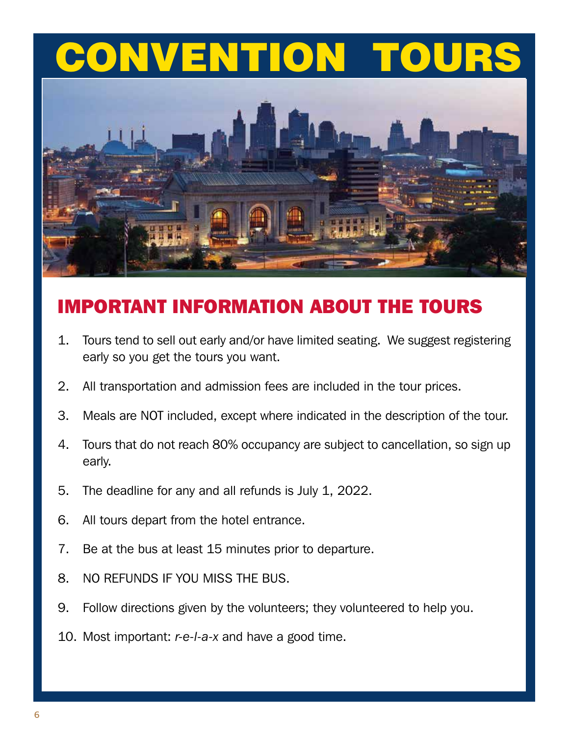# CONVENTION TOURS

## IMPORTANT INFORMATION ABOUT THE TOURS

1. Tours tend to sell out early and/or have limited seating. We suggest registering early so you get the tours you want.
2. All transportation and admission fees are included in the tour prices.
3. Meals are NOT included, except where indicated in the description of the tour.
4. Tours that do not reach 80% occupancy are subject to cancellation, so sign up early.
5. The deadline for any and all refunds is July 1, 2022.
6. All tours depart from the hotel entrance.
7. Be at the bus at least 15 minutes prior to departure.
8. NO REFUNDS IF YOU MISS THE BUS.
9. Follow directions given by the volunteers; they volunteered to help you.
10. Most important: *r-e-l-a-x* and have a good time.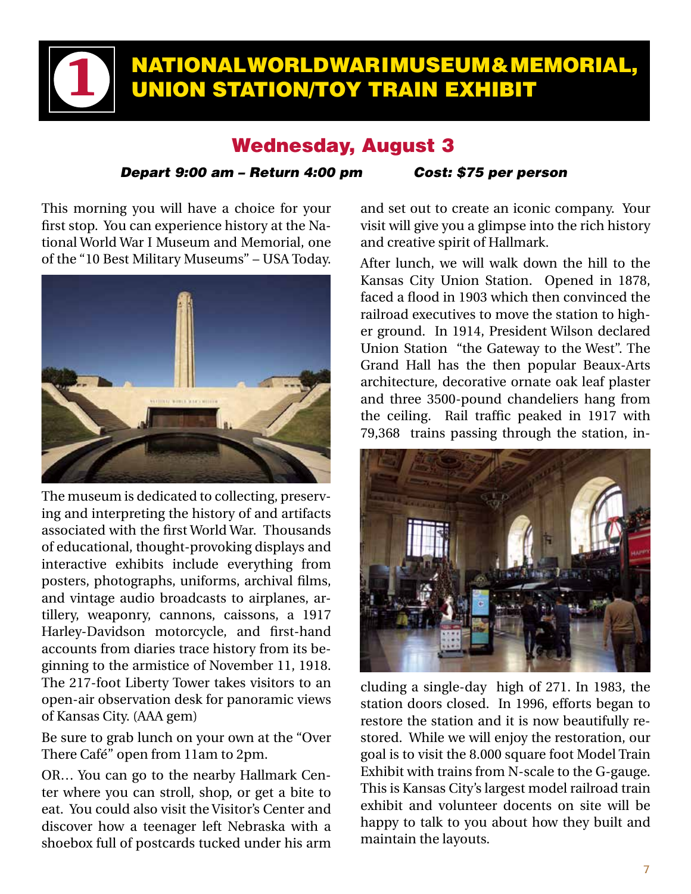# 1 NATIONAL WORLD WAR I MUSEUM & MEMORIAL, UNION STATION/TOY TRAIN EXHIBIT

## Wednesday, August 3

***Depart 9:00 am – Return 4:00 pm*** ***Cost: $75 per person***

This morning you will have a choice for your first stop. You can experience history at the National World War I Museum and Memorial, one of the "10 Best Military Museums" – USA Today.

The museum is dedicated to collecting, preserving and interpreting the history of and artifacts associated with the first World War. Thousands of educational, thought-provoking displays and interactive exhibits include everything from posters, photographs, uniforms, archival films, and vintage audio broadcasts to airplanes, artillery, weaponry, cannons, caissons, a 1917 Harley-Davidson motorcycle, and first-hand accounts from diaries trace history from its beginning to the armistice of November 11, 1918. The 217-foot Liberty Tower takes visitors to an open-air observation desk for panoramic views of Kansas City. (AAA gem)

Be sure to grab lunch on your own at the "Over There Café" open from 11am to 2pm.

OR… You can go to the nearby Hallmark Center where you can stroll, shop, or get a bite to eat. You could also visit the Visitor's Center and discover how a teenager left Nebraska with a shoebox full of postcards tucked under his arm and set out to create an iconic company. Your visit will give you a glimpse into the rich history and creative spirit of Hallmark.

After lunch, we will walk down the hill to the Kansas City Union Station. Opened in 1878, faced a flood in 1903 which then convinced the railroad executives to move the station to higher ground. In 1914, President Wilson declared Union Station "the Gateway to the West". The Grand Hall has the then popular Beaux-Arts architecture, decorative ornate oak leaf plaster and three 3500-pound chandeliers hang from the ceiling. Rail traffic peaked in 1917 with 79,368 trains passing through the station, including a single-day high of 271. In 1983, the station doors closed. In 1996, efforts began to restore the station and it is now beautifully restored. While we will enjoy the restoration, our goal is to visit the 8.000 square foot Model Train Exhibit with trains from N-scale to the G-gauge. This is Kansas City's largest model railroad train exhibit and volunteer docents on site will be happy to talk to you about how they built and maintain the layouts.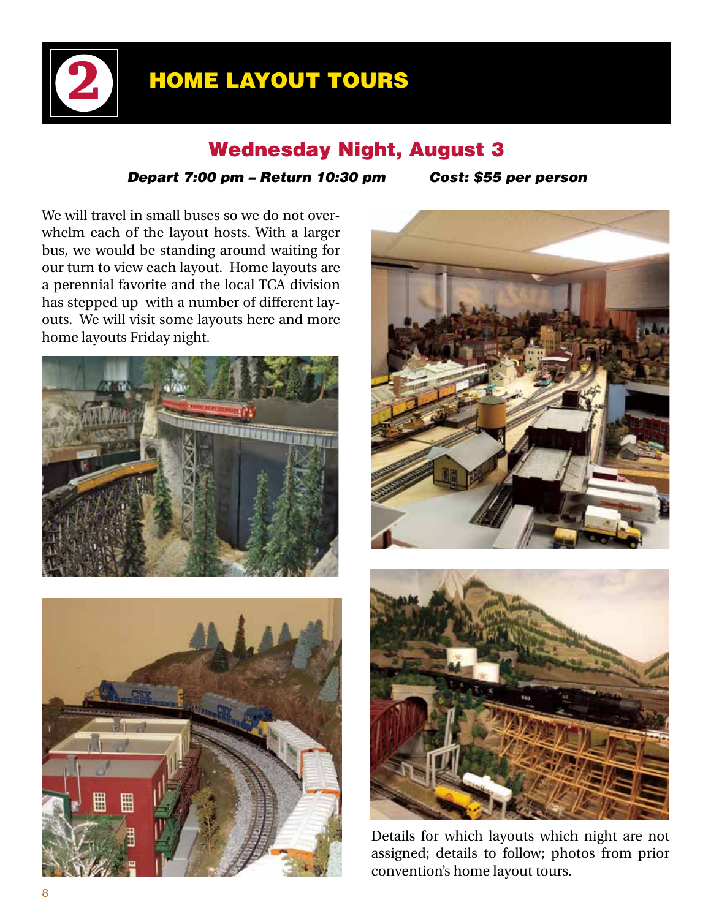# 2 HOME LAYOUT TOURS

## Wednesday Night, August 3

***Depart 7:00 pm – Return 10:30 pm*** ***Cost: $55 per person***

We will travel in small buses so we do not overwhelm each of the layout hosts. With a larger bus, we would be standing around waiting for our turn to view each layout. Home layouts are a perennial favorite and the local TCA division has stepped up with a number of different layouts. We will visit some layouts here and more home layouts Friday night.

Details for which layouts which night are not assigned; details to follow; photos from prior convention's home layout tours.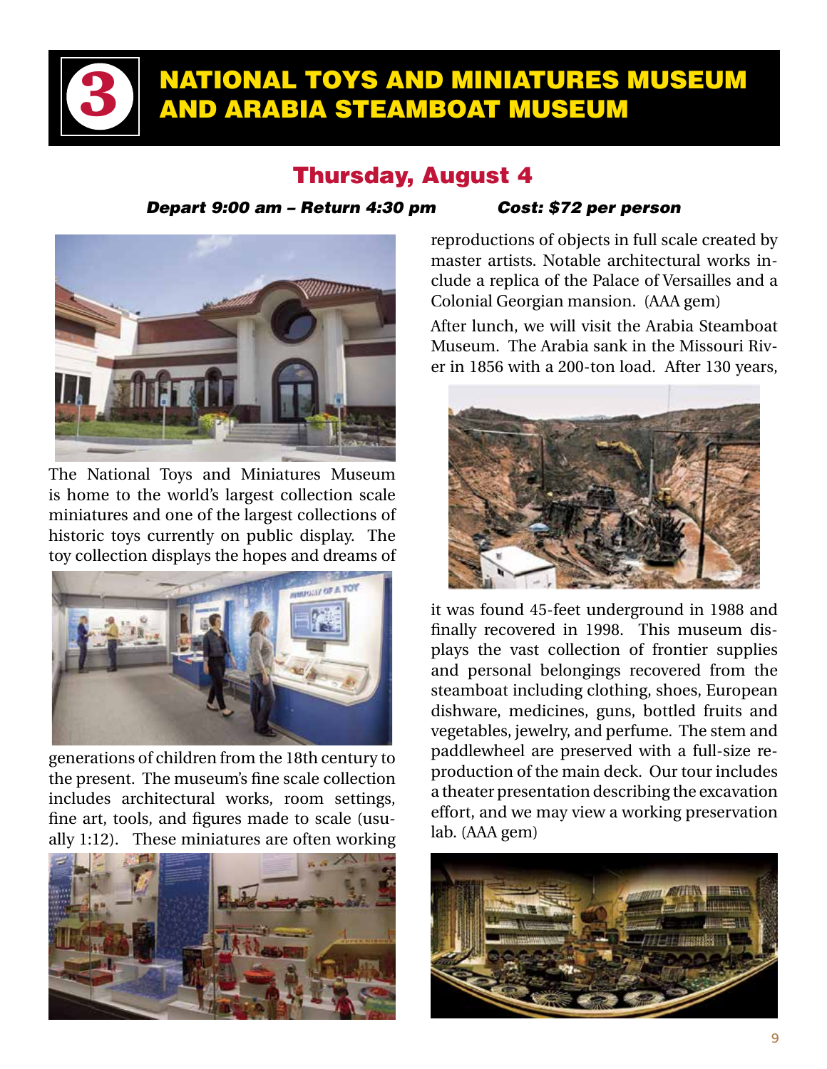# 3 NATIONAL TOYS AND MINIATURES MUSEUM AND ARABIA STEAMBOAT MUSEUM

## Thursday, August 4

***Depart 9:00 am – Return 4:30 pm*** ***Cost: $72 per person***

The National Toys and Miniatures Museum is home to the world's largest collection scale miniatures and one of the largest collections of historic toys currently on public display. The toy collection displays the hopes and dreams of generations of children from the 18th century to the present. The museum's fine scale collection includes architectural works, room settings, fine art, tools, and figures made to scale (usually 1:12). These miniatures are often working reproductions of objects in full scale created by master artists. Notable architectural works include a replica of the Palace of Versailles and a Colonial Georgian mansion. (AAA gem)

After lunch, we will visit the Arabia Steamboat Museum. The Arabia sank in the Missouri River in 1856 with a 200-ton load. After 130 years, it was found 45-feet underground in 1988 and finally recovered in 1998. This museum displays the vast collection of frontier supplies and personal belongings recovered from the steamboat including clothing, shoes, European dishware, medicines, guns, bottled fruits and vegetables, jewelry, and perfume. The stem and paddlewheel are preserved with a full-size reproduction of the main deck. Our tour includes a theater presentation describing the excavation effort, and we may view a working preservation lab. (AAA gem)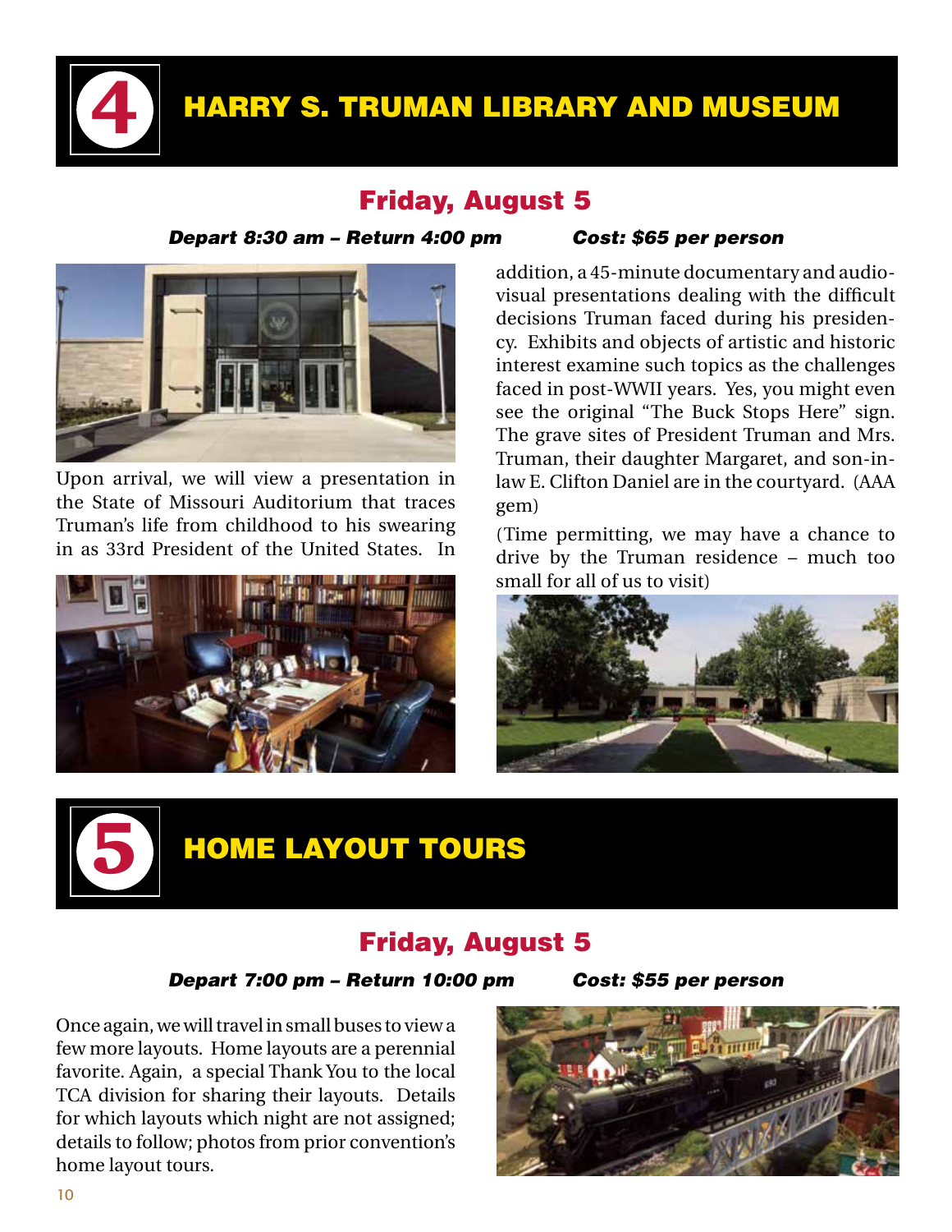# 4 HARRY S. TRUMAN LIBRARY AND MUSEUM

## Friday, August 5

***Depart 8:30 am – Return 4:00 pm*** ***Cost: $65 per person***

Upon arrival, we will view a presentation in the State of Missouri Auditorium that traces Truman's life from childhood to his swearing in as 33rd President of the United States. In addition, a 45-minute documentary and audio-visual presentations dealing with the difficult decisions Truman faced during his presidency. Exhibits and objects of artistic and historic interest examine such topics as the challenges faced in post-WWII years. Yes, you might even see the original "The Buck Stops Here" sign. The grave sites of President Truman and Mrs. Truman, their daughter Margaret, and son-in-law E. Clifton Daniel are in the courtyard. (AAA gem)

(Time permitting, we may have a chance to drive by the Truman residence – much too small for all of us to visit)

# 5 HOME LAYOUT TOURS

## Friday, August 5

***Depart 7:00 pm – Return 10:00 pm*** ***Cost: $55 per person***

Once again, we will travel in small buses to view a few more layouts. Home layouts are a perennial favorite. Again, a special Thank You to the local TCA division for sharing their layouts. Details for which layouts which night are not assigned; details to follow; photos from prior convention's home layout tours.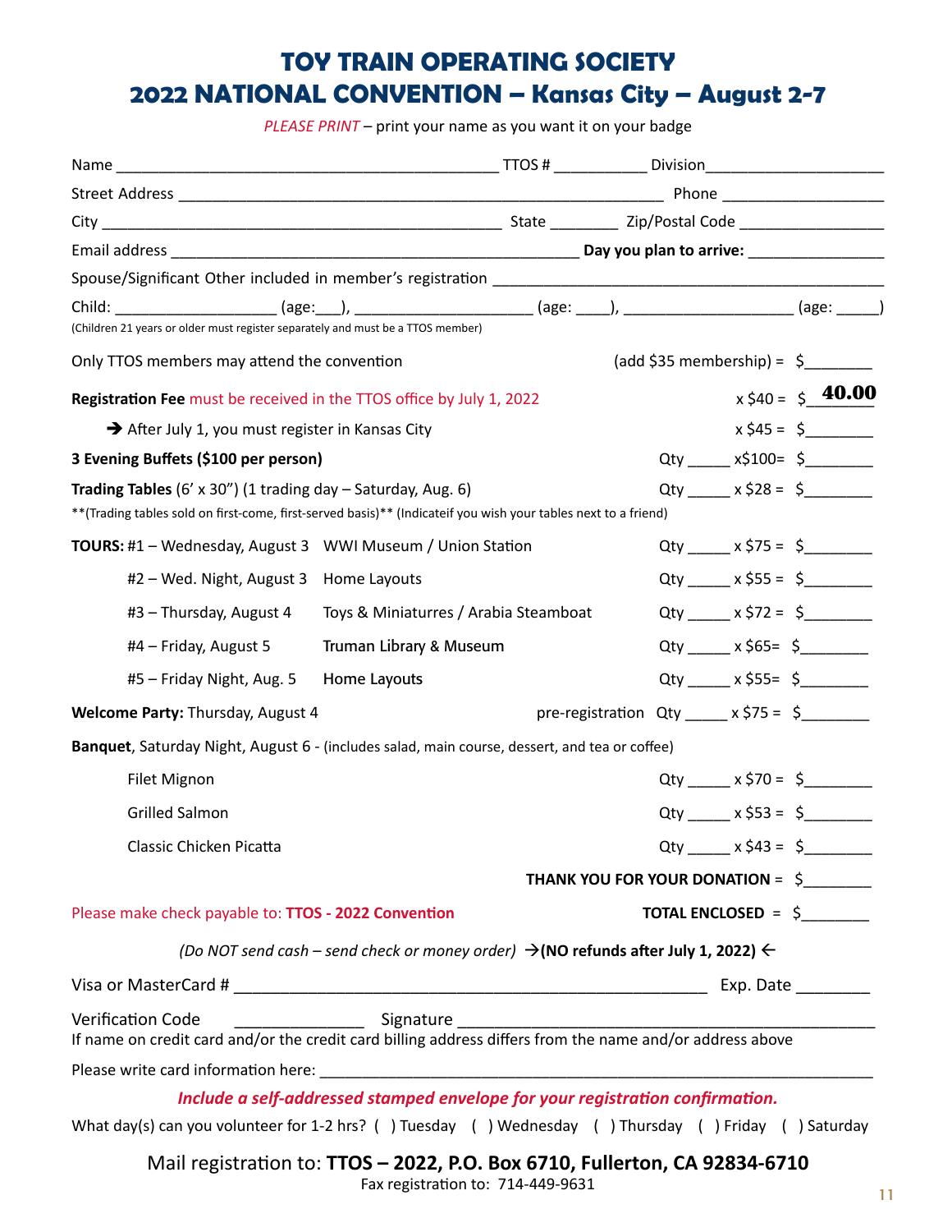# TOY TRAIN OPERATING SOCIETY
# 2022 NATIONAL CONVENTION – Kansas City – August 2-7

*PLEASE PRINT* – print your name as you want it on your badge

Name ______________________________________________ TTOS # ___________ Division____________________

Street Address ___________________________________________________________ Phone ___________________

City ________________________________________________ State ________ Zip/Postal Code _________________

Email address __________________________________________________ **Day you plan to arrive:** ________________

Spouse/Significant Other included in member's registration ______________________________________________

Child: ___________________ (age:___), ____________________ (age: ____), ____________________ (age: _____)
(Children 21 years or older must register separately and must be a TTOS member)

Only TTOS members may attend the convention (add $35 membership) = $________

**Registration Fee** must be received in the TTOS office by July 1, 2022 x $40 = $ **40.00**

→ After July 1, you must register in Kansas City x $45 = $________

**3 Evening Buffets ($100 per person)** Qty _____ x$100= $________

**Trading Tables** (6' x 30") (1 trading day – Saturday, Aug. 6) Qty _____ x $28 = $________
**(Trading tables sold on first-come, first-served basis)** (Indicateif you wish your tables next to a friend)

**TOURS:** #1 – Wednesday, August 3 WWI Museum / Union Station Qty _____ x $75 = $________

#2 – Wed. Night, August 3 Home Layouts Qty _____ x $55 = $________

#3 – Thursday, August 4 Toys & Miniaturres / Arabia Steamboat Qty _____ x $72 = $________

#4 – Friday, August 5 Truman Library & Museum Qty _____ x $65= $________

#5 – Friday Night, Aug. 5 Home Layouts Qty _____ x $55= $________

**Welcome Party:** Thursday, August 4 pre-registration Qty _____ x $75 = $________

**Banquet**, Saturday Night, August 6 - (includes salad, main course, dessert, and tea or coffee)

Filet Mignon Qty _____ x $70 = $________

Grilled Salmon Qty _____ x $53 = $________

Classic Chicken Picatta Qty _____ x $43 = $________

**THANK YOU FOR YOUR DONATION** = $________

Please make check payable to: **TTOS - 2022 Convention** **TOTAL ENCLOSED** = $________

*(Do NOT send cash – send check or money order)* →**(NO refunds after July 1, 2022)** ←

Visa or MasterCard # _____________________________________________________ Exp. Date ________

Verification Code ______________ Signature ______________________________________________
If name on credit card and/or the credit card billing address differs from the name and/or address above

Please write card information here: ________________________________________________________________

***Include a self-addressed stamped envelope for your registration confirmation.***

What day(s) can you volunteer for 1-2 hrs? ( ) Tuesday ( ) Wednesday ( ) Thursday ( ) Friday ( ) Saturday

Mail registration to: **TTOS – 2022, P.O. Box 6710, Fullerton, CA 92834-6710**
Fax registration to: 714-449-9631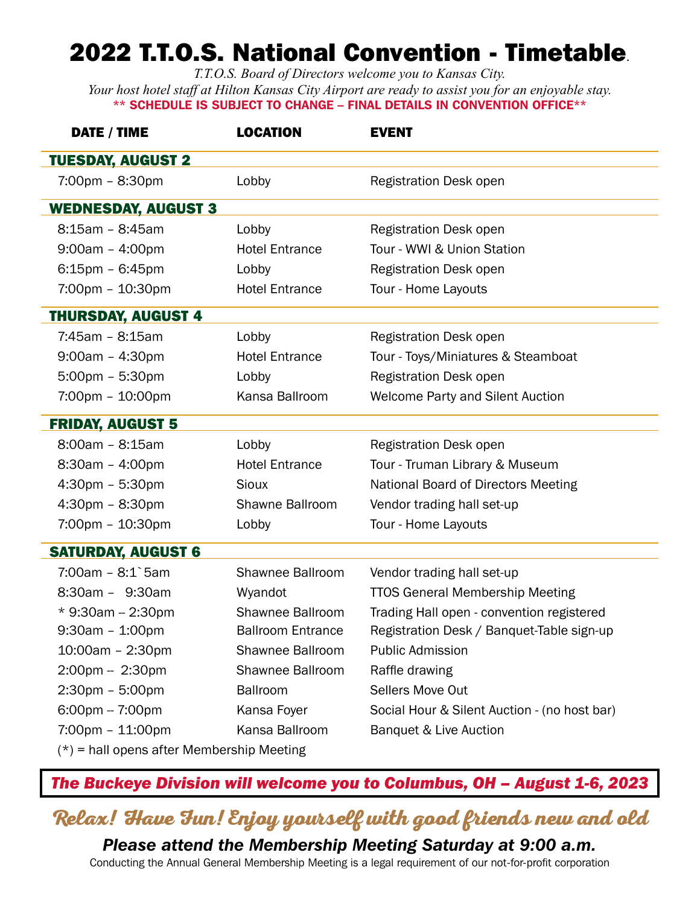# 2022 T.T.O.S. National Convention - Timetable.

*T.T.O.S. Board of Directors welcome you to Kansas City.*
*Your host hotel staff at Hilton Kansas City Airport are ready to assist you for an enjoyable stay.*
**** SCHEDULE IS SUBJECT TO CHANGE – FINAL DETAILS IN CONVENTION OFFICE****

| DATE / TIME | LOCATION | EVENT |
|---|---|---|
| **TUESDAY, AUGUST 2** | | |
| 7:00pm – 8:30pm | Lobby | Registration Desk open |
| **WEDNESDAY, AUGUST 3** | | |
| 8:15am – 8:45am | Lobby | Registration Desk open |
| 9:00am – 4:00pm | Hotel Entrance | Tour - WWI & Union Station |
| 6:15pm – 6:45pm | Lobby | Registration Desk open |
| 7:00pm – 10:30pm | Hotel Entrance | Tour - Home Layouts |
| **THURSDAY, AUGUST 4** | | |
| 7:45am – 8:15am | Lobby | Registration Desk open |
| 9:00am – 4:30pm | Hotel Entrance | Tour - Toys/Miniatures & Steamboat |
| 5:00pm – 5:30pm | Lobby | Registration Desk open |
| 7:00pm – 10:00pm | Kansa Ballroom | Welcome Party and Silent Auction |
| **FRIDAY, AUGUST 5** | | |
| 8:00am – 8:15am | Lobby | Registration Desk open |
| 8:30am – 4:00pm | Hotel Entrance | Tour - Truman Library & Museum |
| 4:30pm – 5:30pm | Sioux | National Board of Directors Meeting |
| 4:30pm – 8:30pm | Shawne Ballroom | Vendor trading hall set-up |
| 7:00pm – 10:30pm | Lobby | Tour - Home Layouts |
| **SATURDAY, AUGUST 6** | | |
| 7:00am – 8:1`5am | Shawnee Ballroom | Vendor trading hall set-up |
| 8:30am – 9:30am | Wyandot | TTOS General Membership Meeting |
| * 9:30am -- 2:30pm | Shawnee Ballroom | Trading Hall open - convention registered |
| 9:30am – 1:00pm | Ballroom Entrance | Registration Desk / Banquet-Table sign-up |
| 10:00am – 2:30pm | Shawnee Ballroom | Public Admission |
| 2:00pm -- 2:30pm | Shawnee Ballroom | Raffle drawing |
| 2:30pm – 5:00pm | Ballroom | Sellers Move Out |
| 6:00pm -- 7:00pm | Kansa Foyer | Social Hour & Silent Auction - (no host bar) |
| 7:00pm – 11:00pm | Kansa Ballroom | Banquet & Live Auction |

(*) = hall opens after Membership Meeting

***The Buckeye Division will welcome you to Columbus, OH – August 1-6, 2023***

**Relax! Have Fun! Enjoy yourself with good friends new and old**

***Please attend the Membership Meeting Saturday at 9:00 a.m.***

Conducting the Annual General Membership Meeting is a legal requirement of our not-for-profit corporation